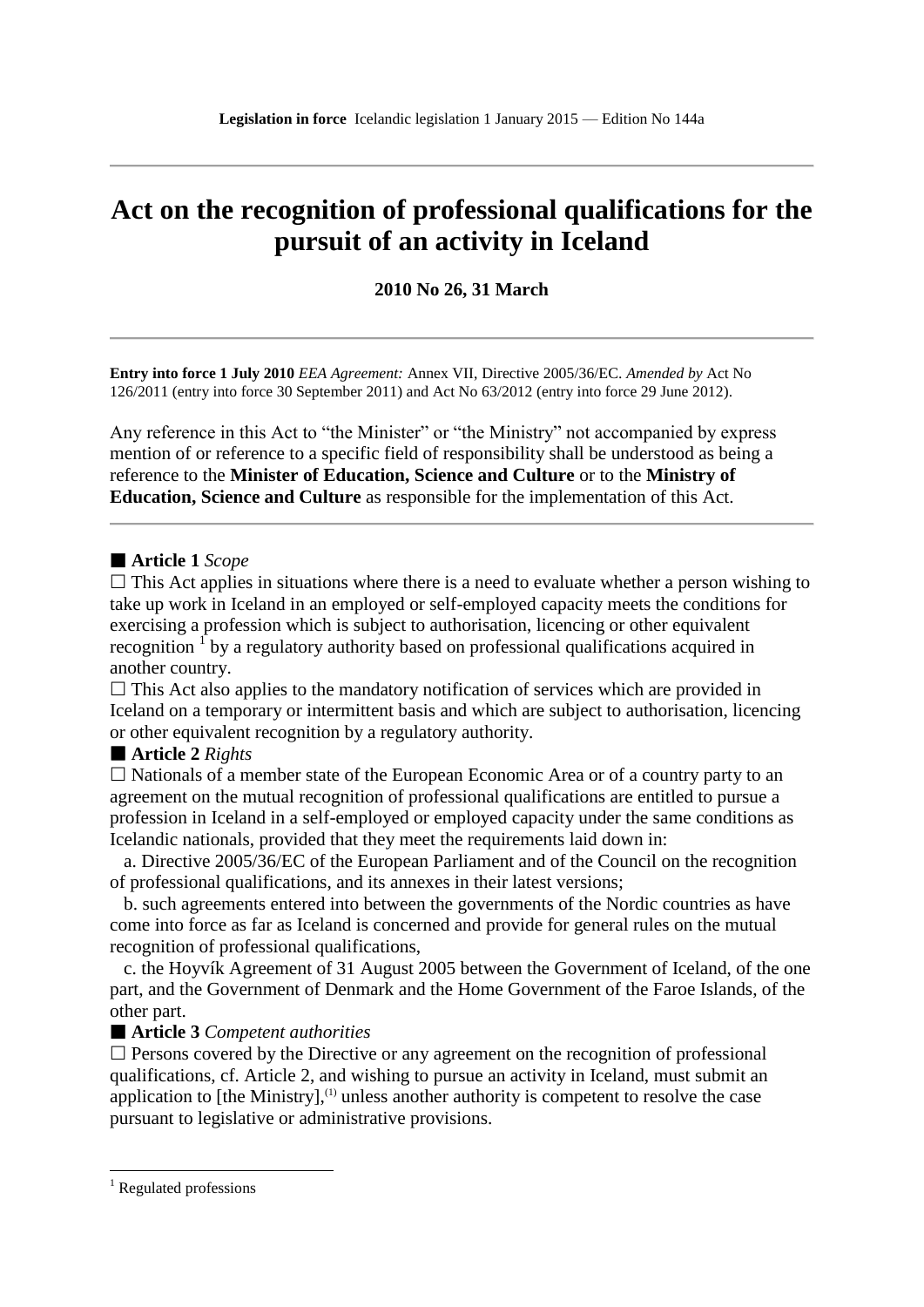**Legislation in force** Icelandic legislation 1 January 2015 — Edition No 144a

---

# Act on the recognition of professional qualifications for the pursuit of an activity in Iceland

**2010 No 26, 31 March**

---

**Entry into force 1 July 2010** *EEA Agreement:* Annex VII, Directive 2005/36/EC. *Amended by* Act No 126/2011 (entry into force 30 September 2011) and Act No 63/2012 (entry into force 29 June 2012).

Any reference in this Act to "the Minister" or "the Ministry" not accompanied by express mention of or reference to a specific field of responsibility shall be understood as being a reference to the **Minister of Education, Science and Culture** or to the **Ministry of Education, Science and Culture** as responsible for the implementation of this Act.

---

■ **Article 1** *Scope*

☐ This Act applies in situations where there is a need to evaluate whether a person wishing to take up work in Iceland in an employed or self-employed capacity meets the conditions for exercising a profession which is subject to authorisation, licencing or other equivalent recognition [1] by a regulatory authority based on professional qualifications acquired in another country.

☐ This Act also applies to the mandatory notification of services which are provided in Iceland on a temporary or intermittent basis and which are subject to authorisation, licencing or other equivalent recognition by a regulatory authority.

■ **Article 2** *Rights*

☐ Nationals of a member state of the European Economic Area or of a country party to an agreement on the mutual recognition of professional qualifications are entitled to pursue a profession in Iceland in a self-employed or employed capacity under the same conditions as Icelandic nationals, provided that they meet the requirements laid down in:

a. Directive 2005/36/EC of the European Parliament and of the Council on the recognition of professional qualifications, and its annexes in their latest versions;

b. such agreements entered into between the governments of the Nordic countries as have come into force as far as Iceland is concerned and provide for general rules on the mutual recognition of professional qualifications,

c. the Hoyvík Agreement of 31 August 2005 between the Government of Iceland, of the one part, and the Government of Denmark and the Home Government of the Faroe Islands, of the other part.

■ **Article 3** *Competent authorities*

☐ Persons covered by the Directive or any agreement on the recognition of professional qualifications, cf. Article 2, and wishing to pursue an activity in Iceland, must submit an application to [the Ministry],(1) unless another authority is competent to resolve the case pursuant to legislative or administrative provisions.

---

[1] Regulated professions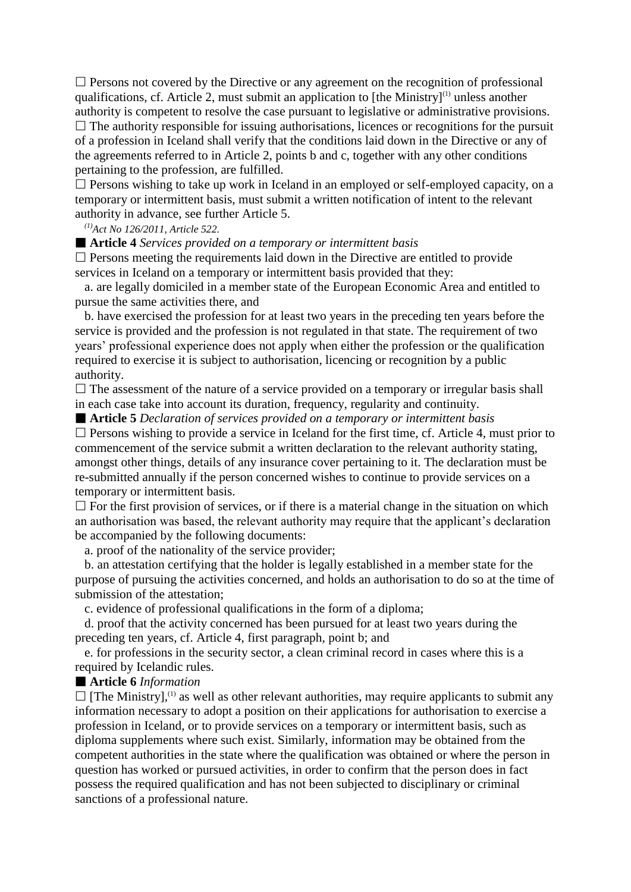☐ Persons not covered by the Directive or any agreement on the recognition of professional qualifications, cf. Article 2, must submit an application to [the Ministry][(1)] unless another authority is competent to resolve the case pursuant to legislative or administrative provisions.
☐ The authority responsible for issuing authorisations, licences or recognitions for the pursuit of a profession in Iceland shall verify that the conditions laid down in the Directive or any of the agreements referred to in Article 2, points b and c, together with any other conditions pertaining to the profession, are fulfilled.
☐ Persons wishing to take up work in Iceland in an employed or self-employed capacity, on a temporary or intermittent basis, must submit a written notification of intent to the relevant authority in advance, see further Article 5.

*[(1)]Act No 126/2011, Article 522.*

■ **Article 4** *Services provided on a temporary or intermittent basis*
☐ Persons meeting the requirements laid down in the Directive are entitled to provide services in Iceland on a temporary or intermittent basis provided that they:

a. are legally domiciled in a member state of the European Economic Area and entitled to pursue the same activities there, and

b. have exercised the profession for at least two years in the preceding ten years before the service is provided and the profession is not regulated in that state. The requirement of two years' professional experience does not apply when either the profession or the qualification required to exercise it is subject to authorisation, licencing or recognition by a public authority.

☐ The assessment of the nature of a service provided on a temporary or irregular basis shall in each case take into account its duration, frequency, regularity and continuity.

■ **Article 5** *Declaration of services provided on a temporary or intermittent basis*
☐ Persons wishing to provide a service in Iceland for the first time, cf. Article 4, must prior to commencement of the service submit a written declaration to the relevant authority stating, amongst other things, details of any insurance cover pertaining to it. The declaration must be re-submitted annually if the person concerned wishes to continue to provide services on a temporary or intermittent basis.
☐ For the first provision of services, or if there is a material change in the situation on which an authorisation was based, the relevant authority may require that the applicant's declaration be accompanied by the following documents:

a. proof of the nationality of the service provider;

b. an attestation certifying that the holder is legally established in a member state for the purpose of pursuing the activities concerned, and holds an authorisation to do so at the time of submission of the attestation;

c. evidence of professional qualifications in the form of a diploma;

d. proof that the activity concerned has been pursued for at least two years during the preceding ten years, cf. Article 4, first paragraph, point b; and

e. for professions in the security sector, a clean criminal record in cases where this is a required by Icelandic rules.

■ **Article 6** *Information*
☐ [The Ministry],[(1)] as well as other relevant authorities, may require applicants to submit any information necessary to adopt a position on their applications for authorisation to exercise a profession in Iceland, or to provide services on a temporary or intermittent basis, such as diploma supplements where such exist. Similarly, information may be obtained from the competent authorities in the state where the qualification was obtained or where the person in question has worked or pursued activities, in order to confirm that the person does in fact possess the required qualification and has not been subjected to disciplinary or criminal sanctions of a professional nature.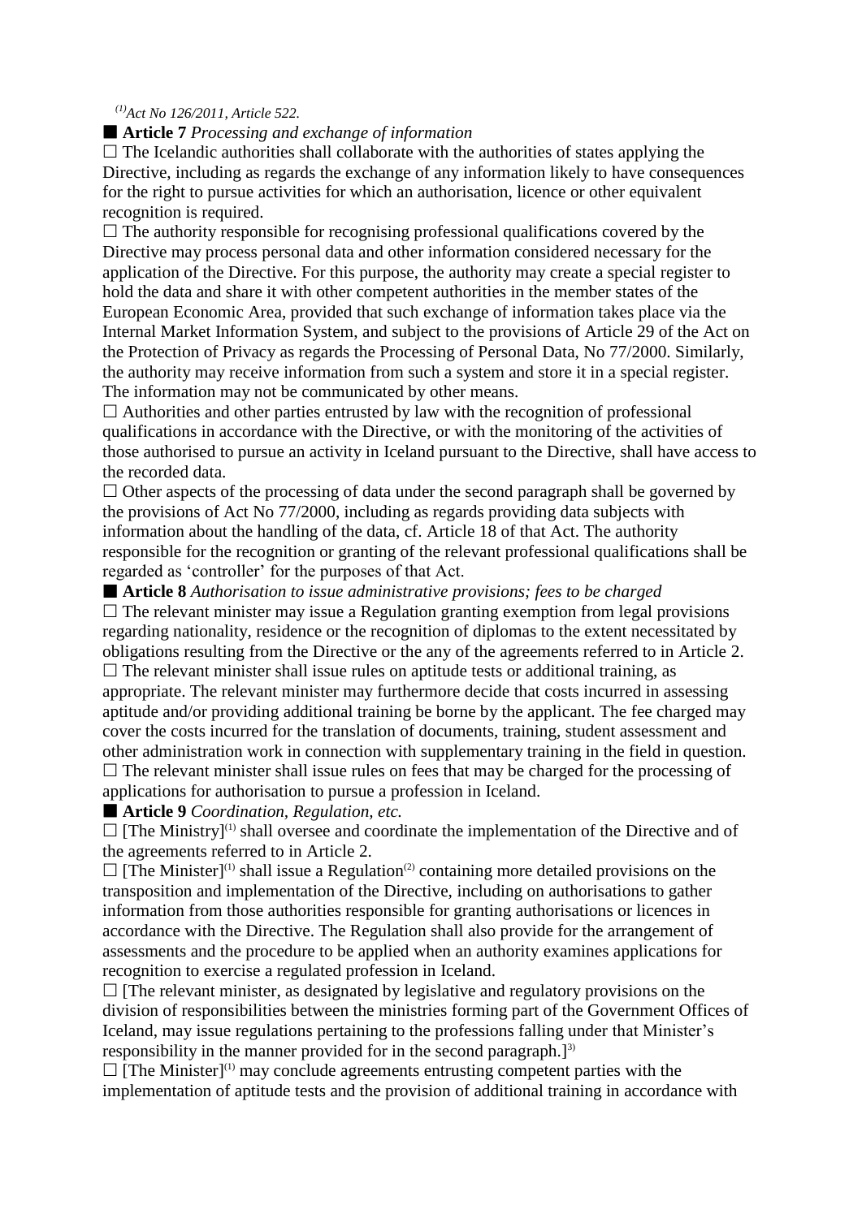[(1)]*Act No 126/2011, Article 522.*

■ **Article 7** *Processing and exchange of information*

☐ The Icelandic authorities shall collaborate with the authorities of states applying the Directive, including as regards the exchange of any information likely to have consequences for the right to pursue activities for which an authorisation, licence or other equivalent recognition is required.

☐ The authority responsible for recognising professional qualifications covered by the Directive may process personal data and other information considered necessary for the application of the Directive. For this purpose, the authority may create a special register to hold the data and share it with other competent authorities in the member states of the European Economic Area, provided that such exchange of information takes place via the Internal Market Information System, and subject to the provisions of Article 29 of the Act on the Protection of Privacy as regards the Processing of Personal Data, No 77/2000. Similarly, the authority may receive information from such a system and store it in a special register. The information may not be communicated by other means.

☐ Authorities and other parties entrusted by law with the recognition of professional qualifications in accordance with the Directive, or with the monitoring of the activities of those authorised to pursue an activity in Iceland pursuant to the Directive, shall have access to the recorded data.

☐ Other aspects of the processing of data under the second paragraph shall be governed by the provisions of Act No 77/2000, including as regards providing data subjects with information about the handling of the data, cf. Article 18 of that Act. The authority responsible for the recognition or granting of the relevant professional qualifications shall be regarded as 'controller' for the purposes of that Act.

■ **Article 8** *Authorisation to issue administrative provisions; fees to be charged*

☐ The relevant minister may issue a Regulation granting exemption from legal provisions regarding nationality, residence or the recognition of diplomas to the extent necessitated by obligations resulting from the Directive or the any of the agreements referred to in Article 2.

☐ The relevant minister shall issue rules on aptitude tests or additional training, as appropriate. The relevant minister may furthermore decide that costs incurred in assessing aptitude and/or providing additional training be borne by the applicant. The fee charged may cover the costs incurred for the translation of documents, training, student assessment and other administration work in connection with supplementary training in the field in question.

☐ The relevant minister shall issue rules on fees that may be charged for the processing of applications for authorisation to pursue a profession in Iceland.

■ **Article 9** *Coordination, Regulation, etc.*

☐ [The Ministry][(1)] shall oversee and coordinate the implementation of the Directive and of the agreements referred to in Article 2.

☐ [The Minister][(1)] shall issue a Regulation[(2)] containing more detailed provisions on the transposition and implementation of the Directive, including on authorisations to gather information from those authorities responsible for granting authorisations or licences in accordance with the Directive. The Regulation shall also provide for the arrangement of assessments and the procedure to be applied when an authority examines applications for recognition to exercise a regulated profession in Iceland.

☐ [The relevant minister, as designated by legislative and regulatory provisions on the division of responsibilities between the ministries forming part of the Government Offices of Iceland, may issue regulations pertaining to the professions falling under that Minister's responsibility in the manner provided for in the second paragraph.][3)]

☐ [The Minister][(1)] may conclude agreements entrusting competent parties with the implementation of aptitude tests and the provision of additional training in accordance with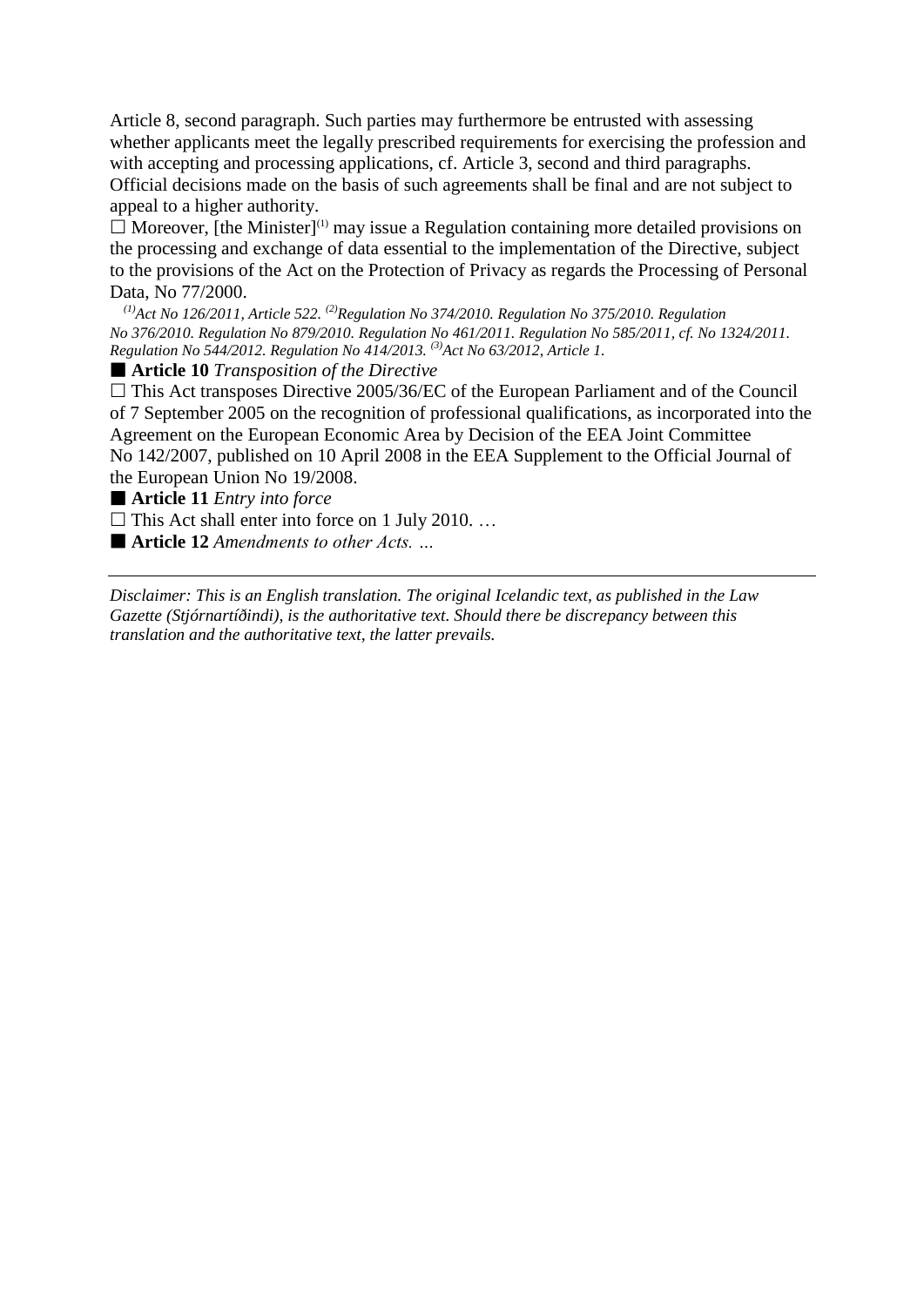Article 8, second paragraph. Such parties may furthermore be entrusted with assessing whether applicants meet the legally prescribed requirements for exercising the profession and with accepting and processing applications, cf. Article 3, second and third paragraphs. Official decisions made on the basis of such agreements shall be final and are not subject to appeal to a higher authority.

☐ Moreover, [the Minister][(1)] may issue a Regulation containing more detailed provisions on the processing and exchange of data essential to the implementation of the Directive, subject to the provisions of the Act on the Protection of Privacy as regards the Processing of Personal Data, No 77/2000.

*[(1)]Act No 126/2011, Article 522. [(2)]Regulation No 374/2010. Regulation No 375/2010. Regulation No 376/2010. Regulation No 879/2010. Regulation No 461/2011. Regulation No 585/2011, cf. No 1324/2011. Regulation No 544/2012. Regulation No 414/2013. [(3)]Act No 63/2012, Article 1.*

■ **Article 10** *Transposition of the Directive*

☐ This Act transposes Directive 2005/36/EC of the European Parliament and of the Council of 7 September 2005 on the recognition of professional qualifications, as incorporated into the Agreement on the European Economic Area by Decision of the EEA Joint Committee No 142/2007, published on 10 April 2008 in the EEA Supplement to the Official Journal of the European Union No 19/2008.

■ **Article 11** *Entry into force*

☐ This Act shall enter into force on 1 July 2010. …

■ **Article 12** *Amendments to other Acts. …*

---

*Disclaimer: This is an English translation. The original Icelandic text, as published in the Law Gazette (Stjórnartíðindi), is the authoritative text. Should there be discrepancy between this translation and the authoritative text, the latter prevails.*